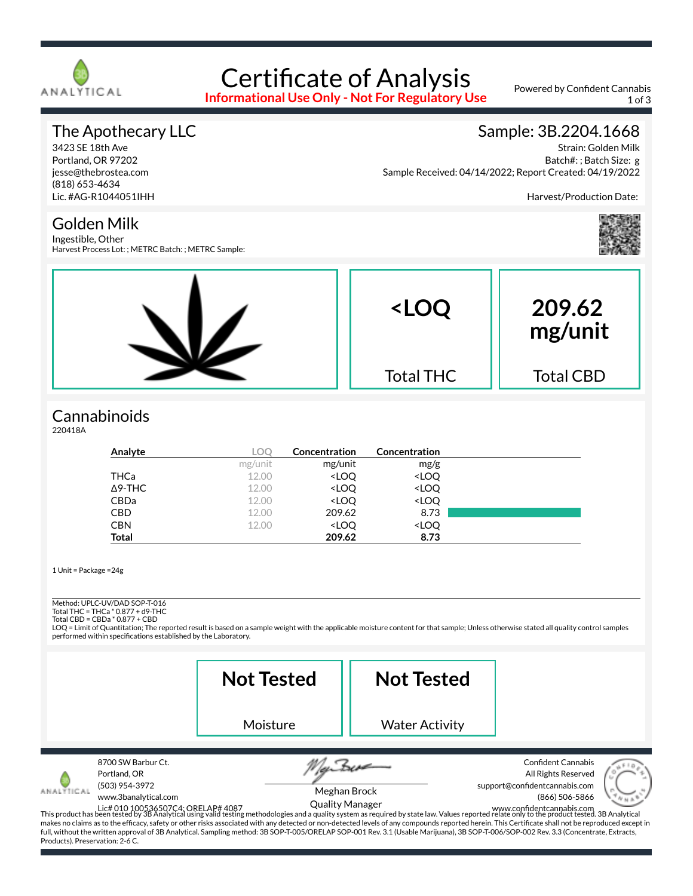# Certificate of Analysis

**Informational Use Only - Not For Regulatory Use**

Powered by Confident Cannabis

## The Apothecary LLC

3423 SE 18th Ave
Portland, OR 97202
jesse@thebrostea.com
(818) 653-4634
Lic. #AG-R1044051IHH

## Sample: 3B.2204.1668

Strain: Golden Milk
Batch#: ; Batch Size: g
Sample Received: 04/14/2022; Report Created: 04/19/2022

Harvest/Production Date:

## Golden Milk

Ingestible, Other
Harvest Process Lot: ; METRC Batch: ; METRC Sample:

| **<LOQ** | **209.62 mg/unit** |
|---|---|
| Total THC | Total CBD |

## Cannabinoids

220418A

| Analyte | LOQ | Concentration | Concentration |
|---|---|---|---|
| | mg/unit | mg/unit | mg/g |
| THCa | 12.00 | <LOQ | <LOQ |
| Δ9-THC | 12.00 | <LOQ | <LOQ |
| CBDa | 12.00 | <LOQ | <LOQ |
| CBD | 12.00 | 209.62 | 8.73 |
| CBN | 12.00 | <LOQ | <LOQ |
| **Total** | | **209.62** | **8.73** |

1 Unit = Package =24g

Method: UPLC-UV/DAD SOP-T-016
Total THC = THCa * 0.877 + d9-THC
Total CBD = CBDa * 0.877 + CBD
LOQ = Limit of Quantitation; The reported result is based on a sample weight with the applicable moisture content for that sample; Unless otherwise stated all quality control samples performed within specifications established by the Laboratory.

| **Not Tested** | **Not Tested** |
|---|---|
| Moisture | Water Activity |

8700 SW Barbur Ct.
Portland, OR
(503) 954-3972
www.3banalytical.com
Lic# 010 100536507C4; ORELAP# 4087

Meghan Brock
Quality Manager

Confident Cannabis
All Rights Reserved
support@confidentcannabis.com
(866) 506-5866
www.confidentcannabis.com

This product has been tested by 3B Analytical using valid testing methodologies and a quality system as required by state law. Values reported relate only to the product tested. 3B Analytical makes no claims as to the efficacy, safety or other risks associated with any detected or non-detected levels of any compounds reported herein. This Certificate shall not be reproduced except in full, without the written approval of 3B Analytical. Sampling method: 3B SOP-T-005/ORELAP SOP-001 Rev. 3.1 (Usable Marijuana), 3B SOP-T-006/SOP-002 Rev. 3.3 (Concentrate, Extracts, Products). Preservation: 2-6 C.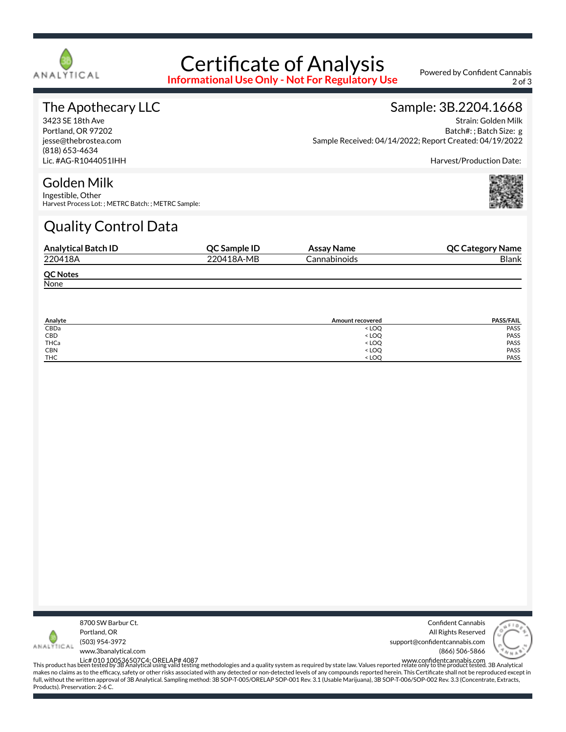# Certificate of Analysis

**Informational Use Only - Not For Regulatory Use**

Powered by Confident Cannabis

## The Apothecary LLC

3423 SE 18th Ave
Portland, OR 97202
jesse@thebrostea.com
(818) 653-4634
Lic. #AG-R1044051IHH

## Sample: 3B.2204.1668

Strain: Golden Milk
Batch#: ; Batch Size: g
Sample Received: 04/14/2022; Report Created: 04/19/2022

Harvest/Production Date:

## Golden Milk

Ingestible, Other
Harvest Process Lot: ; METRC Batch: ; METRC Sample:

## Quality Control Data

| Analytical Batch ID | QC Sample ID | Assay Name | QC Category Name |
|---|---|---|---|
| 220418A | 220418A-MB | Cannabinoids | Blank |

**QC Notes**

None

| Analyte | Amount recovered | PASS/FAIL |
|---|---|---|
| CBDa | < LOQ | PASS |
| CBD | < LOQ | PASS |
| THCa | < LOQ | PASS |
| CBN | < LOQ | PASS |
| THC | < LOQ | PASS |

8700 SW Barbur Ct.
Portland, OR
(503) 954-3972
www.3banalytical.com
Lic# 010 100536507C4; ORELAP# 4087

Confident Cannabis
All Rights Reserved
support@confidentcannabis.com
(866) 506-5866
www.confidentcannabis.com

This product has been tested by 3B Analytical using valid testing methodologies and a quality system as required by state law. Values reported relate only to the product tested. 3B Analytical makes no claims as to the efficacy, safety or other risks associated with any detected or non-detected levels of any compounds reported herein. This Certificate shall not be reproduced except in full, without the written approval of 3B Analytical. Sampling method: 3B SOP-T-005/ORELAP SOP-001 Rev. 3.1 (Usable Marijuana), 3B SOP-T-006/SOP-002 Rev. 3.3 (Concentrate, Extracts, Products). Preservation: 2-6 C.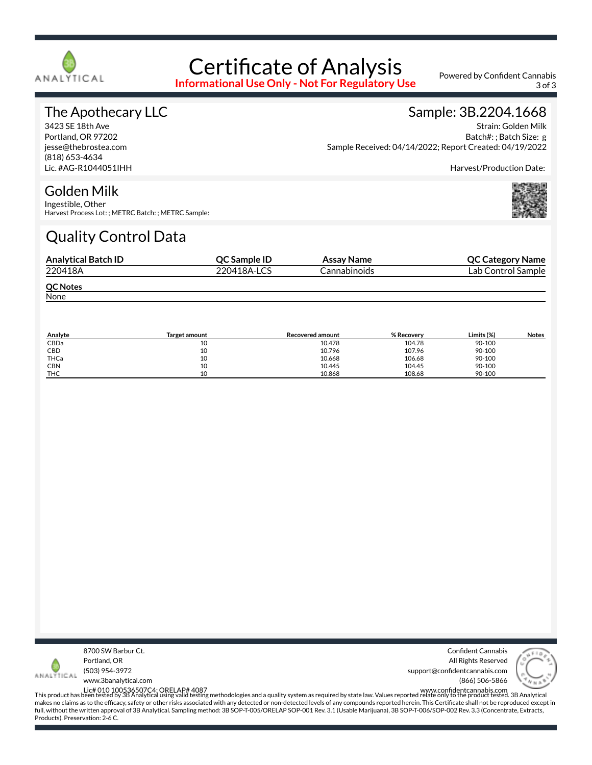# Certificate of Analysis

**Informational Use Only - Not For Regulatory Use**

Powered by Confident Cannabis

## The Apothecary LLC

3423 SE 18th Ave
Portland, OR 97202
jesse@thebrostea.com
(818) 653-4634
Lic. #AG-R1044051IHH

## Sample: 3B.2204.1668

Strain: Golden Milk
Batch#: ; Batch Size: g
Sample Received: 04/14/2022; Report Created: 04/19/2022

Harvest/Production Date:

## Golden Milk

Ingestible, Other
Harvest Process Lot: ; METRC Batch: ; METRC Sample:

## Quality Control Data

| Analytical Batch ID | QC Sample ID | Assay Name | QC Category Name |
|---|---|---|---|
| 220418A | 220418A-LCS | Cannabinoids | Lab Control Sample |

**QC Notes**

None

| Analyte | Target amount | Recovered amount | % Recovery | Limits (%) | Notes |
|---|---|---|---|---|---|
| CBDa | 10 | 10.478 | 104.78 | 90-100 | |
| CBD | 10 | 10.796 | 107.96 | 90-100 | |
| THCa | 10 | 10.668 | 106.68 | 90-100 | |
| CBN | 10 | 10.445 | 104.45 | 90-100 | |
| THC | 10 | 10.868 | 108.68 | 90-100 | |

8700 SW Barbur Ct.
Portland, OR
(503) 954-3972
www.3banalytical.com
Lic# 010 100536507C4; ORELAP# 4087

Confident Cannabis
All Rights Reserved
support@confidentcannabis.com
(866) 506-5866
www.confidentcannabis.com

This product has been tested by 3B Analytical using valid testing methodologies and a quality system as required by state law. Values reported relate only to the product tested. 3B Analytical makes no claims as to the efficacy, safety or other risks associated with any detected or non-detected levels of any compounds reported herein. This Certificate shall not be reproduced except in full, without the written approval of 3B Analytical. Sampling method: 3B SOP-T-005/ORELAP SOP-001 Rev. 3.1 (Usable Marijuana), 3B SOP-T-006/SOP-002 Rev. 3.3 (Concentrate, Extracts, Products). Preservation: 2-6 C.